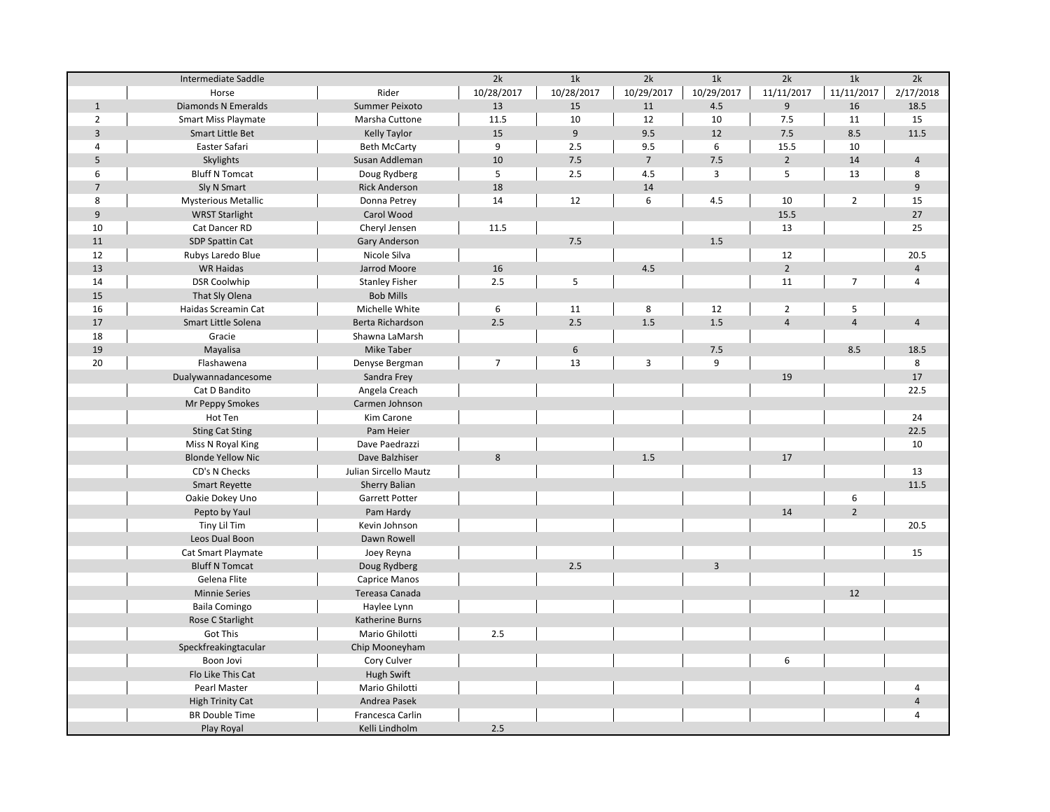|  | Intermediate Saddle |  | 2k | 1k | 2k | 1k | 2k | 1k | 2k |
|---|---|---|---|---|---|---|---|---|---|
|  | Horse | Rider | 10/28/2017 | 10/28/2017 | 10/29/2017 | 10/29/2017 | 11/11/2017 | 11/11/2017 | 2/17/2018 |
| 1 | Diamonds N Emeralds | Summer Peixoto | 13 | 15 | 11 | 4.5 | 9 | 16 | 18.5 |
| 2 | Smart Miss Playmate | Marsha Cuttone | 11.5 | 10 | 12 | 10 | 7.5 | 11 | 15 |
| 3 | Smart Little Bet | Kelly Taylor | 15 | 9 | 9.5 | 12 | 7.5 | 8.5 | 11.5 |
| 4 | Easter Safari | Beth McCarty | 9 | 2.5 | 9.5 | 6 | 15.5 | 10 |  |
| 5 | Skylights | Susan Addleman | 10 | 7.5 | 7 | 7.5 | 2 | 14 | 4 |
| 6 | Bluff N Tomcat | Doug Rydberg | 5 | 2.5 | 4.5 | 3 | 5 | 13 | 8 |
| 7 | Sly N Smart | Rick Anderson | 18 |  | 14 |  |  |  | 9 |
| 8 | Mysterious Metallic | Donna Petrey | 14 | 12 | 6 | 4.5 | 10 | 2 | 15 |
| 9 | WRST Starlight | Carol Wood |  |  |  |  | 15.5 |  | 27 |
| 10 | Cat Dancer RD | Cheryl Jensen | 11.5 |  |  |  | 13 |  | 25 |
| 11 | SDP Spattin Cat | Gary Anderson |  | 7.5 |  | 1.5 |  |  |  |
| 12 | Rubys Laredo Blue | Nicole Silva |  |  |  |  | 12 |  | 20.5 |
| 13 | WR Haidas | Jarrod Moore | 16 |  | 4.5 |  | 2 |  | 4 |
| 14 | DSR Coolwhip | Stanley Fisher | 2.5 | 5 |  |  | 11 | 7 | 4 |
| 15 | That Sly Olena | Bob Mills |  |  |  |  |  |  |  |
| 16 | Haidas Screamin Cat | Michelle White | 6 | 11 | 8 | 12 | 2 | 5 |  |
| 17 | Smart Little Solena | Berta Richardson | 2.5 | 2.5 | 1.5 | 1.5 | 4 | 4 | 4 |
| 18 | Gracie | Shawna LaMarsh |  |  |  |  |  |  |  |
| 19 | Mayalisa | Mike Taber |  | 6 |  | 7.5 |  | 8.5 | 18.5 |
| 20 | Flashawena | Denyse Bergman | 7 | 13 | 3 | 9 |  |  | 8 |
|  | Dualywannadancesome | Sandra Frey |  |  |  |  | 19 |  | 17 |
|  | Cat D Bandito | Angela Creach |  |  |  |  |  |  | 22.5 |
|  | Mr Peppy Smokes | Carmen Johnson |  |  |  |  |  |  |  |
|  | Hot Ten | Kim Carone |  |  |  |  |  |  | 24 |
|  | Sting Cat Sting | Pam Heier |  |  |  |  |  |  | 22.5 |
|  | Miss N Royal King | Dave Paedrazzi |  |  |  |  |  |  | 10 |
|  | Blonde Yellow Nic | Dave Balzhiser | 8 |  | 1.5 |  | 17 |  |  |
|  | CD's N Checks | Julian Sircello Mautz |  |  |  |  |  |  | 13 |
|  | Smart Reyette | Sherry Balian |  |  |  |  |  |  | 11.5 |
|  | Oakie Dokey Uno | Garrett Potter |  |  |  |  |  | 6 |  |
|  | Pepto by Yaul | Pam Hardy |  |  |  |  | 14 | 2 |  |
|  | Tiny Lil Tim | Kevin Johnson |  |  |  |  |  |  | 20.5 |
|  | Leos Dual Boon | Dawn Rowell |  |  |  |  |  |  |  |
|  | Cat Smart Playmate | Joey Reyna |  |  |  |  |  |  | 15 |
|  | Bluff N Tomcat | Doug Rydberg |  | 2.5 |  | 3 |  |  |  |
|  | Gelena Flite | Caprice Manos |  |  |  |  |  |  |  |
|  | Minnie Series | Tereasa Canada |  |  |  |  |  | 12 |  |
|  | Baila Comingo | Haylee Lynn |  |  |  |  |  |  |  |
|  | Rose C Starlight | Katherine Burns |  |  |  |  |  |  |  |
|  | Got This | Mario Ghilotti | 2.5 |  |  |  |  |  |  |
|  | Speckfreakingtacular | Chip Mooneyham |  |  |  |  |  |  |  |
|  | Boon Jovi | Cory Culver |  |  |  |  | 6 |  |  |
|  | Flo Like This Cat | Hugh Swift |  |  |  |  |  |  |  |
|  | Pearl Master | Mario Ghilotti |  |  |  |  |  |  | 4 |
|  | High Trinity Cat | Andrea Pasek |  |  |  |  |  |  | 4 |
|  | BR Double Time | Francesca Carlin |  |  |  |  |  |  | 4 |
|  | Play Royal | Kelli Lindholm | 2.5 |  |  |  |  |  |  |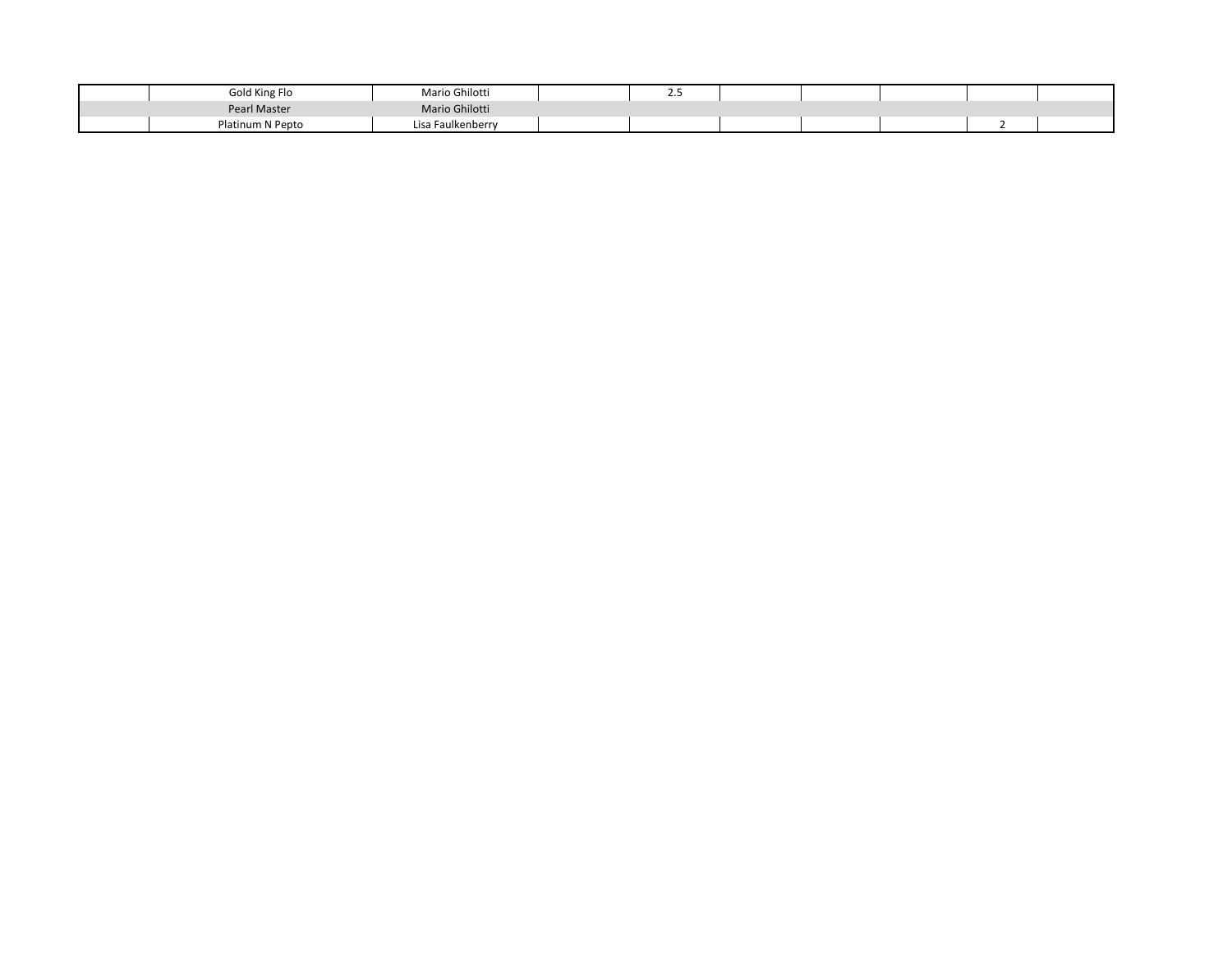| | | | | | | | | | |
|---|---|---|---|---|---|---|---|---|---|
| | Gold King Flo | Mario Ghilotti | | 2.5 | | | | | |
| | Pearl Master | Mario Ghilotti | | | | | | | |
| | Platinum N Pepto | Lisa Faulkenberry | | | | | | 2 | |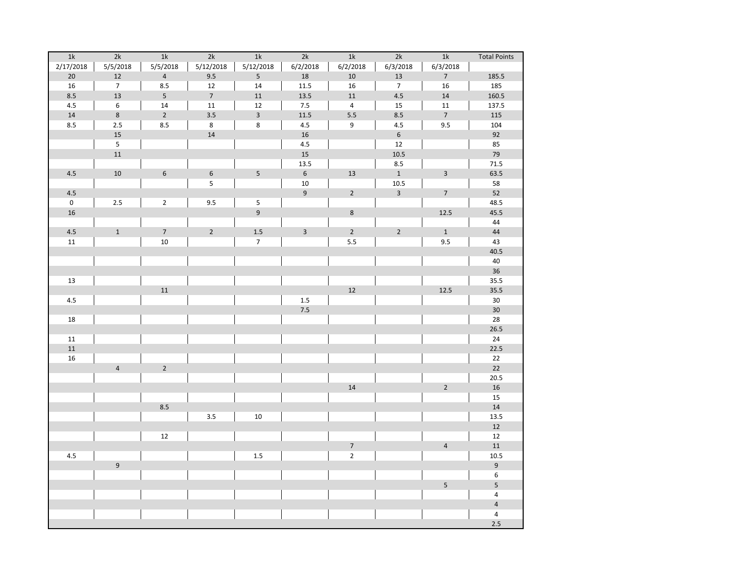| 1k | 2k | 1k | 2k | 1k | 2k | 1k | 2k | 1k | Total Points |
|---|---|---|---|---|---|---|---|---|---|
| 2/17/2018 | 5/5/2018 | 5/5/2018 | 5/12/2018 | 5/12/2018 | 6/2/2018 | 6/2/2018 | 6/3/2018 | 6/3/2018 | |
| 20 | 12 | 4 | 9.5 | 5 | 18 | 10 | 13 | 7 | 185.5 |
| 16 | 7 | 8.5 | 12 | 14 | 11.5 | 16 | 7 | 16 | 185 |
| 8.5 | 13 | 5 | 7 | 11 | 13.5 | 11 | 4.5 | 14 | 160.5 |
| 4.5 | 6 | 14 | 11 | 12 | 7.5 | 4 | 15 | 11 | 137.5 |
| 14 | 8 | 2 | 3.5 | 3 | 11.5 | 5.5 | 8.5 | 7 | 115 |
| 8.5 | 2.5 | 8.5 | 8 | 8 | 4.5 | 9 | 4.5 | 9.5 | 104 |
| | 15 | | 14 | | 16 | | 6 | | 92 |
| | 5 | | | | 4.5 | | 12 | | 85 |
| | 11 | | | | 15 | | 10.5 | | 79 |
| | | | | | 13.5 | | 8.5 | | 71.5 |
| 4.5 | 10 | 6 | 6 | 5 | 6 | 13 | 1 | 3 | 63.5 |
| | | | 5 | | 10 | | 10.5 | | 58 |
| 4.5 | | | | | 9 | 2 | 3 | 7 | 52 |
| 0 | 2.5 | 2 | 9.5 | 5 | | | | | 48.5 |
| 16 | | | | 9 | | 8 | | 12.5 | 45.5 |
| | | | | | | | | | 44 |
| 4.5 | 1 | 7 | 2 | 1.5 | 3 | 2 | 2 | 1 | 44 |
| 11 | | 10 | | 7 | | 5.5 | | 9.5 | 43 |
| | | | | | | | | | 40.5 |
| | | | | | | | | | 40 |
| | | | | | | | | | 36 |
| 13 | | | | | | | | | 35.5 |
| | | 11 | | | | 12 | | 12.5 | 35.5 |
| 4.5 | | | | | 1.5 | | | | 30 |
| | | | | | 7.5 | | | | 30 |
| 18 | | | | | | | | | 28 |
| | | | | | | | | | 26.5 |
| 11 | | | | | | | | | 24 |
| 11 | | | | | | | | | 22.5 |
| 16 | | | | | | | | | 22 |
| | 4 | 2 | | | | | | | 22 |
| | | | | | | | | | 20.5 |
| | | | | | | 14 | | 2 | 16 |
| | | | | | | | | | 15 |
| | | 8.5 | | | | | | | 14 |
| | | | 3.5 | 10 | | | | | 13.5 |
| | | | | | | | | | 12 |
| | | 12 | | | | | | | 12 |
| | | | | | | 7 | | 4 | 11 |
| 4.5 | | | | 1.5 | | 2 | | | 10.5 |
| | 9 | | | | | | | | 9 |
| | | | | | | | | | 6 |
| | | | | | | | | 5 | 5 |
| | | | | | | | | | 4 |
| | | | | | | | | | 4 |
| | | | | | | | | | 4 |
| | | | | | | | | | 2.5 |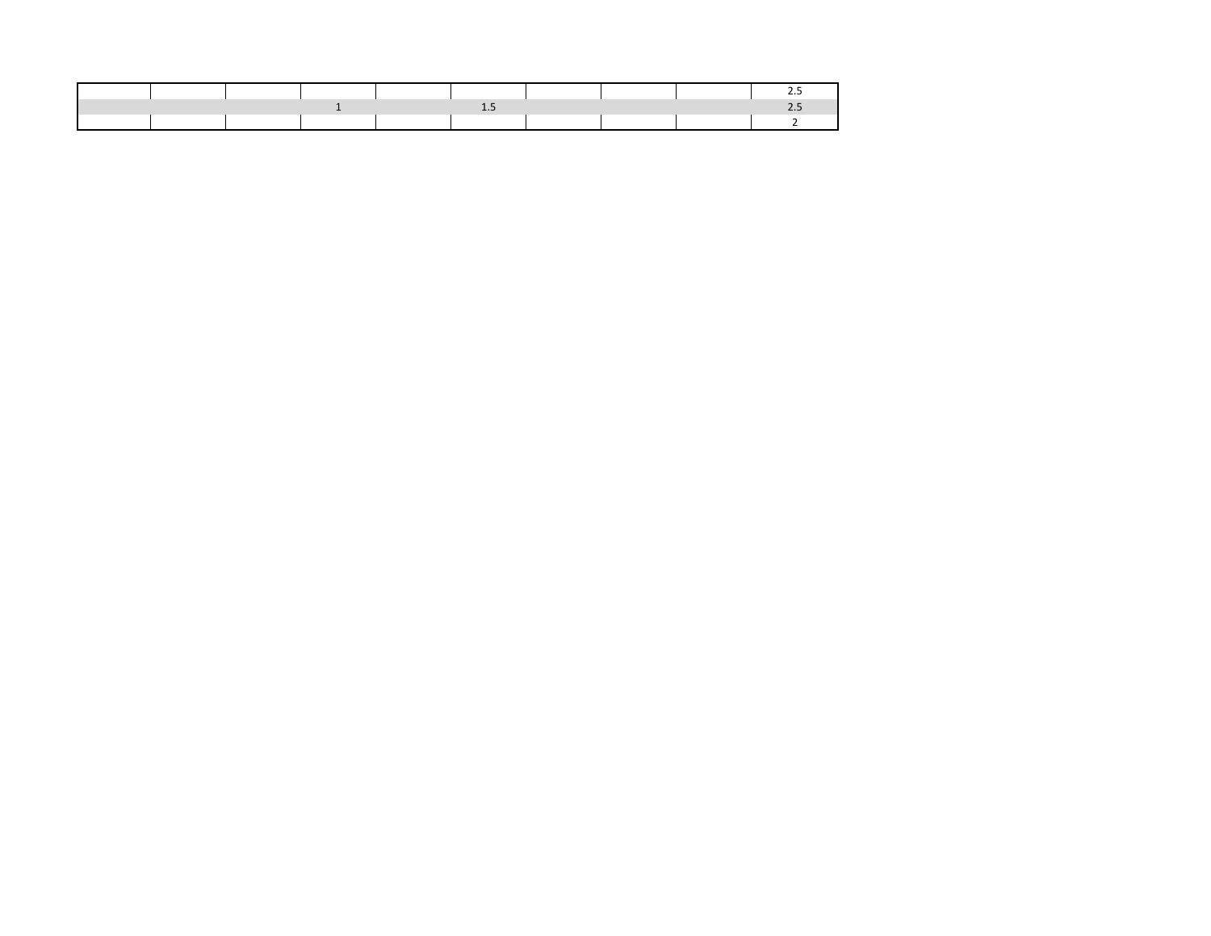| | | | | | | | | | |
|---|---|---|---|---|---|---|---|---|---|
| | | | | | | | | | 2.5 |
| | | | 1 | | 1.5 | | | | 2.5 |
| | | | | | | | | | 2 |